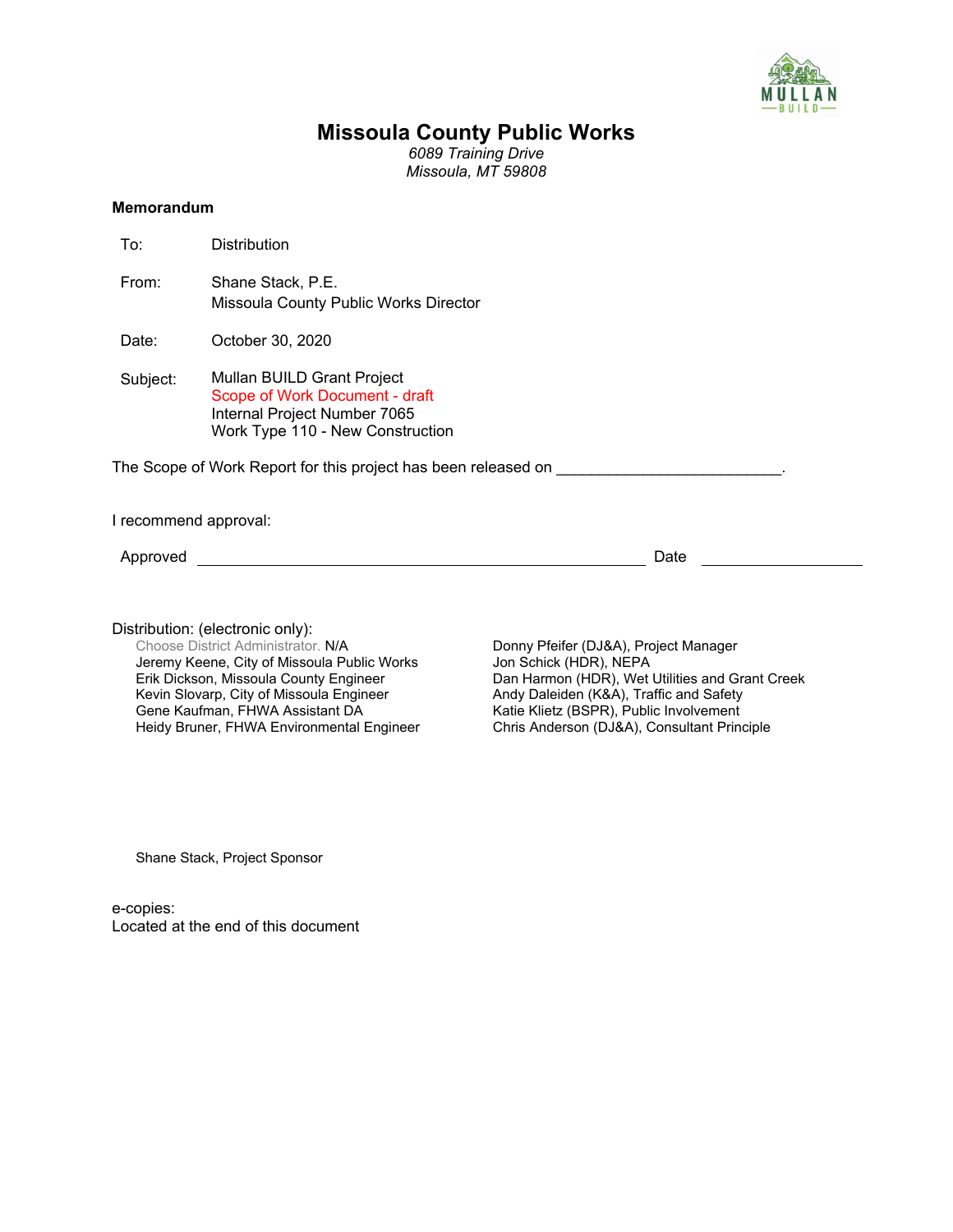# Missoula County Public Works

*6089 Training Drive*
*Missoula, MT 59808*

**Memorandum**

To: Distribution

From: Shane Stack, P.E.
Missoula County Public Works Director

Date: October 30, 2020

Subject: Mullan BUILD Grant Project
Scope of Work Document - draft
Internal Project Number 7065
Work Type 110 - New Construction

The Scope of Work Report for this project has been released on ___________________________.

I recommend approval:

Approved ______________________________________________ Date ____________________

Distribution: (electronic only):

Choose District Administrator. N/A
Jeremy Keene, City of Missoula Public Works
Erik Dickson, Missoula County Engineer
Kevin Slovarp, City of Missoula Engineer
Gene Kaufman, FHWA Assistant DA
Heidy Bruner, FHWA Environmental Engineer
Donny Pfeifer (DJ&A), Project Manager
Jon Schick (HDR), NEPA
Dan Harmon (HDR), Wet Utilities and Grant Creek
Andy Daleiden (K&A), Traffic and Safety
Katie Klietz (BSPR), Public Involvement
Chris Anderson (DJ&A), Consultant Principle

Shane Stack, Project Sponsor

e-copies:
Located at the end of this document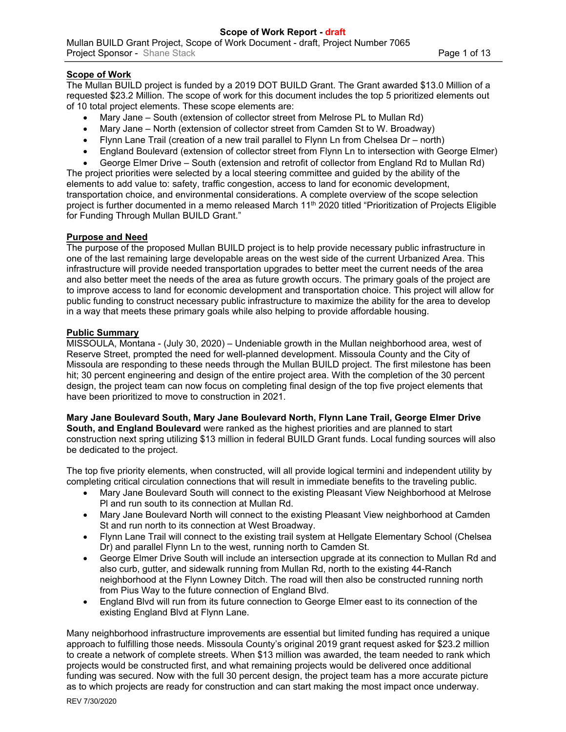## Scope of Work

The Mullan BUILD project is funded by a 2019 DOT BUILD Grant. The Grant awarded $13.0 Million of a requested $23.2 Million. The scope of work for this document includes the top 5 prioritized elements out of 10 total project elements. These scope elements are:

- Mary Jane – South (extension of collector street from Melrose PL to Mullan Rd)
- Mary Jane – North (extension of collector street from Camden St to W. Broadway)
- Flynn Lane Trail (creation of a new trail parallel to Flynn Ln from Chelsea Dr – north)
- England Boulevard (extension of collector street from Flynn Ln to intersection with George Elmer)
- George Elmer Drive – South (extension and retrofit of collector from England Rd to Mullan Rd)

The project priorities were selected by a local steering committee and guided by the ability of the elements to add value to: safety, traffic congestion, access to land for economic development, transportation choice, and environmental considerations. A complete overview of the scope selection project is further documented in a memo released March 11th 2020 titled "Prioritization of Projects Eligible for Funding Through Mullan BUILD Grant."

## Purpose and Need

The purpose of the proposed Mullan BUILD project is to help provide necessary public infrastructure in one of the last remaining large developable areas on the west side of the current Urbanized Area. This infrastructure will provide needed transportation upgrades to better meet the current needs of the area and also better meet the needs of the area as future growth occurs. The primary goals of the project are to improve access to land for economic development and transportation choice. This project will allow for public funding to construct necessary public infrastructure to maximize the ability for the area to develop in a way that meets these primary goals while also helping to provide affordable housing.

## Public Summary

MISSOULA, Montana - (July 30, 2020) – Undeniable growth in the Mullan neighborhood area, west of Reserve Street, prompted the need for well-planned development. Missoula County and the City of Missoula are responding to these needs through the Mullan BUILD project. The first milestone has been hit; 30 percent engineering and design of the entire project area. With the completion of the 30 percent design, the project team can now focus on completing final design of the top five project elements that have been prioritized to move to construction in 2021.

**Mary Jane Boulevard South, Mary Jane Boulevard North, Flynn Lane Trail, George Elmer Drive South, and England Boulevard** were ranked as the highest priorities and are planned to start construction next spring utilizing $13 million in federal BUILD Grant funds. Local funding sources will also be dedicated to the project.

The top five priority elements, when constructed, will all provide logical termini and independent utility by completing critical circulation connections that will result in immediate benefits to the traveling public.

- Mary Jane Boulevard South will connect to the existing Pleasant View Neighborhood at Melrose Pl and run south to its connection at Mullan Rd.
- Mary Jane Boulevard North will connect to the existing Pleasant View neighborhood at Camden St and run north to its connection at West Broadway.
- Flynn Lane Trail will connect to the existing trail system at Hellgate Elementary School (Chelsea Dr) and parallel Flynn Ln to the west, running north to Camden St.
- George Elmer Drive South will include an intersection upgrade at its connection to Mullan Rd and also curb, gutter, and sidewalk running from Mullan Rd, north to the existing 44-Ranch neighborhood at the Flynn Lowney Ditch. The road will then also be constructed running north from Pius Way to the future connection of England Blvd.
- England Blvd will run from its future connection to George Elmer east to its connection of the existing England Blvd at Flynn Lane.

Many neighborhood infrastructure improvements are essential but limited funding has required a unique approach to fulfilling those needs. Missoula County's original 2019 grant request asked for $23.2 million to create a network of complete streets. When $13 million was awarded, the team needed to rank which projects would be constructed first, and what remaining projects would be delivered once additional funding was secured. Now with the full 30 percent design, the project team has a more accurate picture as to which projects are ready for construction and can start making the most impact once underway.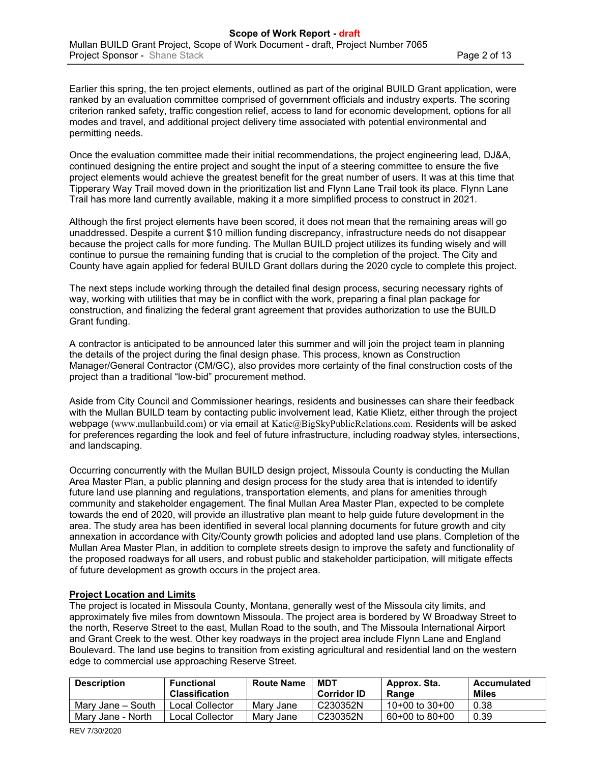Earlier this spring, the ten project elements, outlined as part of the original BUILD Grant application, were ranked by an evaluation committee comprised of government officials and industry experts. The scoring criterion ranked safety, traffic congestion relief, access to land for economic development, options for all modes and travel, and additional project delivery time associated with potential environmental and permitting needs.

Once the evaluation committee made their initial recommendations, the project engineering lead, DJ&A, continued designing the entire project and sought the input of a steering committee to ensure the five project elements would achieve the greatest benefit for the great number of users. It was at this time that Tipperary Way Trail moved down in the prioritization list and Flynn Lane Trail took its place. Flynn Lane Trail has more land currently available, making it a more simplified process to construct in 2021.

Although the first project elements have been scored, it does not mean that the remaining areas will go unaddressed. Despite a current $10 million funding discrepancy, infrastructure needs do not disappear because the project calls for more funding. The Mullan BUILD project utilizes its funding wisely and will continue to pursue the remaining funding that is crucial to the completion of the project. The City and County have again applied for federal BUILD Grant dollars during the 2020 cycle to complete this project.

The next steps include working through the detailed final design process, securing necessary rights of way, working with utilities that may be in conflict with the work, preparing a final plan package for construction, and finalizing the federal grant agreement that provides authorization to use the BUILD Grant funding.

A contractor is anticipated to be announced later this summer and will join the project team in planning the details of the project during the final design phase. This process, known as Construction Manager/General Contractor (CM/GC), also provides more certainty of the final construction costs of the project than a traditional "low-bid" procurement method.

Aside from City Council and Commissioner hearings, residents and businesses can share their feedback with the Mullan BUILD team by contacting public involvement lead, Katie Klietz, either through the project webpage (www.mullanbuild.com) or via email at Katie@BigSkyPublicRelations.com. Residents will be asked for preferences regarding the look and feel of future infrastructure, including roadway styles, intersections, and landscaping.

Occurring concurrently with the Mullan BUILD design project, Missoula County is conducting the Mullan Area Master Plan, a public planning and design process for the study area that is intended to identify future land use planning and regulations, transportation elements, and plans for amenities through community and stakeholder engagement. The final Mullan Area Master Plan, expected to be complete towards the end of 2020, will provide an illustrative plan meant to help guide future development in the area. The study area has been identified in several local planning documents for future growth and city annexation in accordance with City/County growth policies and adopted land use plans. Completion of the Mullan Area Master Plan, in addition to complete streets design to improve the safety and functionality of the proposed roadways for all users, and robust public and stakeholder participation, will mitigate effects of future development as growth occurs in the project area.

**Project Location and Limits**

The project is located in Missoula County, Montana, generally west of the Missoula city limits, and approximately five miles from downtown Missoula. The project area is bordered by W Broadway Street to the north, Reserve Street to the east, Mullan Road to the south, and The Missoula International Airport and Grant Creek to the west. Other key roadways in the project area include Flynn Lane and England Boulevard. The land use begins to transition from existing agricultural and residential land on the western edge to commercial use approaching Reserve Street.

| Description | Functional Classification | Route Name | MDT Corridor ID | Approx. Sta. Range | Accumulated Miles |
|---|---|---|---|---|---|
| Mary Jane – South | Local Collector | Mary Jane | C230352N | 10+00 to 30+00 | 0.38 |
| Mary Jane - North | Local Collector | Mary Jane | C230352N | 60+00 to 80+00 | 0.39 |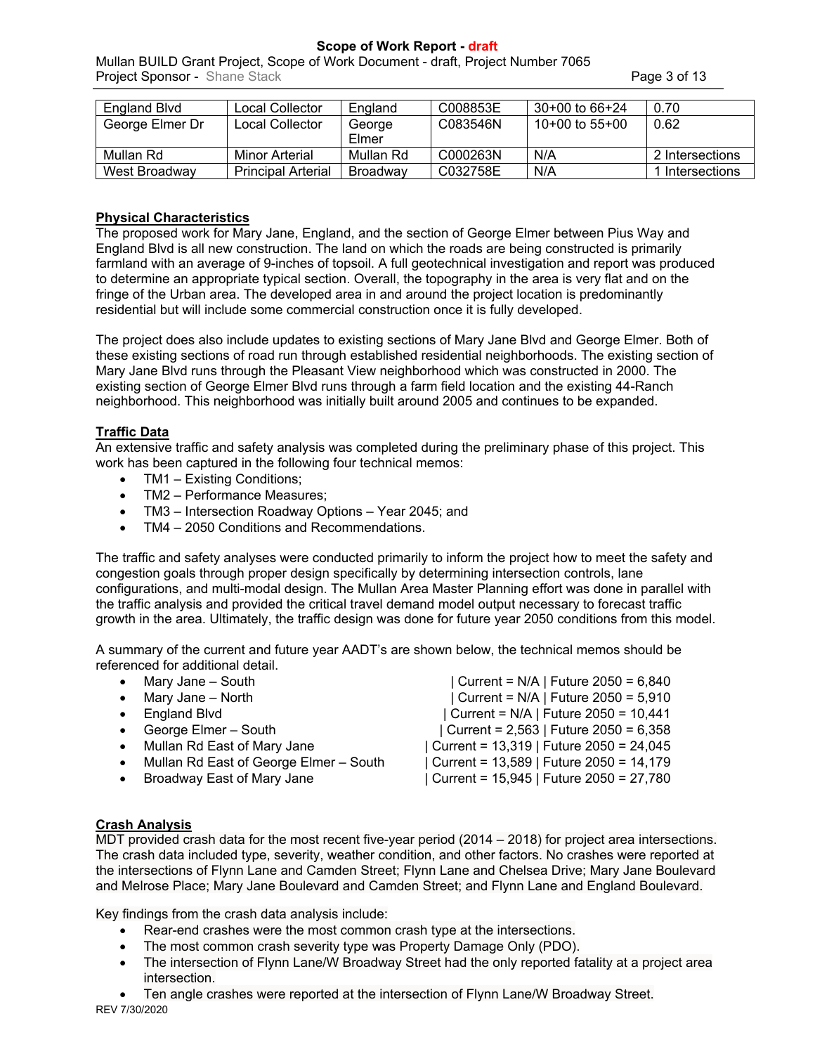| England Blvd | Local Collector | England | C008853E | 30+00 to 66+24 | 0.70 |
|---|---|---|---|---|---|
| George Elmer Dr | Local Collector | George Elmer | C083546N | 10+00 to 55+00 | 0.62 |
| Mullan Rd | Minor Arterial | Mullan Rd | C000263N | N/A | 2 Intersections |
| West Broadway | Principal Arterial | Broadway | C032758E | N/A | 1 Intersections |

**Physical Characteristics**

The proposed work for Mary Jane, England, and the section of George Elmer between Pius Way and England Blvd is all new construction. The land on which the roads are being constructed is primarily farmland with an average of 9-inches of topsoil. A full geotechnical investigation and report was produced to determine an appropriate typical section. Overall, the topography in the area is very flat and on the fringe of the Urban area. The developed area in and around the project location is predominantly residential but will include some commercial construction once it is fully developed.

The project does also include updates to existing sections of Mary Jane Blvd and George Elmer. Both of these existing sections of road run through established residential neighborhoods. The existing section of Mary Jane Blvd runs through the Pleasant View neighborhood which was constructed in 2000. The existing section of George Elmer Blvd runs through a farm field location and the existing 44-Ranch neighborhood. This neighborhood was initially built around 2005 and continues to be expanded.

**Traffic Data**

An extensive traffic and safety analysis was completed during the preliminary phase of this project. This work has been captured in the following four technical memos:

- TM1 – Existing Conditions;
- TM2 – Performance Measures;
- TM3 – Intersection Roadway Options – Year 2045; and
- TM4 – 2050 Conditions and Recommendations.

The traffic and safety analyses were conducted primarily to inform the project how to meet the safety and congestion goals through proper design specifically by determining intersection controls, lane configurations, and multi-modal design. The Mullan Area Master Planning effort was done in parallel with the traffic analysis and provided the critical travel demand model output necessary to forecast traffic growth in the area. Ultimately, the traffic design was done for future year 2050 conditions from this model.

A summary of the current and future year AADT's are shown below, the technical memos should be referenced for additional detail.

- Mary Jane – South | Current = N/A | Future 2050 = 6,840
- Mary Jane – North | Current = N/A | Future 2050 = 5,910
- England Blvd | Current = N/A | Future 2050 = 10,441
- George Elmer – South | Current = 2,563 | Future 2050 = 6,358
- Mullan Rd East of Mary Jane | Current = 13,319 | Future 2050 = 24,045
- Mullan Rd East of George Elmer – South | Current = 13,589 | Future 2050 = 14,179
- Broadway East of Mary Jane | Current = 15,945 | Future 2050 = 27,780

**Crash Analysis**

MDT provided crash data for the most recent five-year period (2014 – 2018) for project area intersections. The crash data included type, severity, weather condition, and other factors. No crashes were reported at the intersections of Flynn Lane and Camden Street; Flynn Lane and Chelsea Drive; Mary Jane Boulevard and Melrose Place; Mary Jane Boulevard and Camden Street; and Flynn Lane and England Boulevard.

Key findings from the crash data analysis include:

- Rear-end crashes were the most common crash type at the intersections.
- The most common crash severity type was Property Damage Only (PDO).
- The intersection of Flynn Lane/W Broadway Street had the only reported fatality at a project area intersection.
- Ten angle crashes were reported at the intersection of Flynn Lane/W Broadway Street.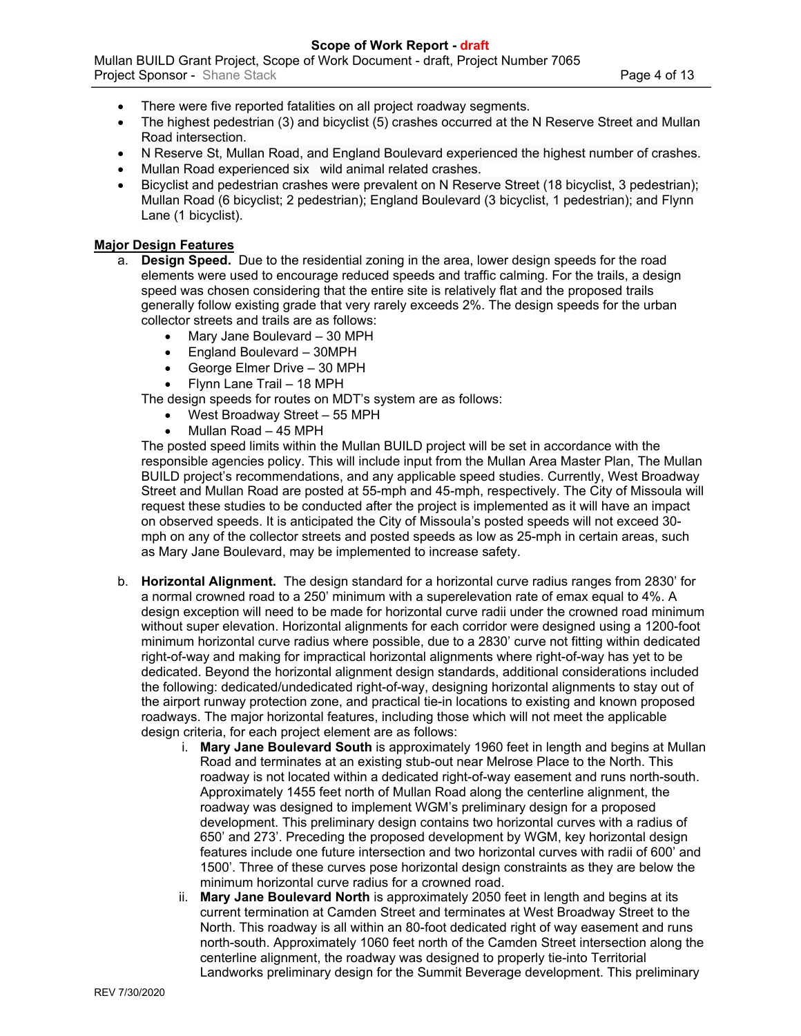- There were five reported fatalities on all project roadway segments.
- The highest pedestrian (3) and bicyclist (5) crashes occurred at the N Reserve Street and Mullan Road intersection.
- N Reserve St, Mullan Road, and England Boulevard experienced the highest number of crashes.
- Mullan Road experienced six wild animal related crashes.
- Bicyclist and pedestrian crashes were prevalent on N Reserve Street (18 bicyclist, 3 pedestrian); Mullan Road (6 bicyclist; 2 pedestrian); England Boulevard (3 bicyclist, 1 pedestrian); and Flynn Lane (1 bicyclist).

**Major Design Features**

a. **Design Speed.** Due to the residential zoning in the area, lower design speeds for the road elements were used to encourage reduced speeds and traffic calming. For the trails, a design speed was chosen considering that the entire site is relatively flat and the proposed trails generally follow existing grade that very rarely exceeds 2%. The design speeds for the urban collector streets and trails are as follows:
   - Mary Jane Boulevard – 30 MPH
   - England Boulevard – 30MPH
   - George Elmer Drive – 30 MPH
   - Flynn Lane Trail – 18 MPH

   The design speeds for routes on MDT's system are as follows:
   - West Broadway Street – 55 MPH
   - Mullan Road – 45 MPH

   The posted speed limits within the Mullan BUILD project will be set in accordance with the responsible agencies policy. This will include input from the Mullan Area Master Plan, The Mullan BUILD project's recommendations, and any applicable speed studies. Currently, West Broadway Street and Mullan Road are posted at 55-mph and 45-mph, respectively. The City of Missoula will request these studies to be conducted after the project is implemented as it will have an impact on observed speeds. It is anticipated the City of Missoula's posted speeds will not exceed 30-mph on any of the collector streets and posted speeds as low as 25-mph in certain areas, such as Mary Jane Boulevard, may be implemented to increase safety.

b. **Horizontal Alignment.** The design standard for a horizontal curve radius ranges from 2830' for a normal crowned road to a 250' minimum with a superelevation rate of emax equal to 4%. A design exception will need to be made for horizontal curve radii under the crowned road minimum without super elevation. Horizontal alignments for each corridor were designed using a 1200-foot minimum horizontal curve radius where possible, due to a 2830' curve not fitting within dedicated right-of-way and making for impractical horizontal alignments where right-of-way has yet to be dedicated. Beyond the horizontal alignment design standards, additional considerations included the following: dedicated/undedicated right-of-way, designing horizontal alignments to stay out of the airport runway protection zone, and practical tie-in locations to existing and known proposed roadways. The major horizontal features, including those which will not meet the applicable design criteria, for each project element are as follows:

   i. **Mary Jane Boulevard South** is approximately 1960 feet in length and begins at Mullan Road and terminates at an existing stub-out near Melrose Place to the North. This roadway is not located within a dedicated right-of-way easement and runs north-south. Approximately 1455 feet north of Mullan Road along the centerline alignment, the roadway was designed to implement WGM's preliminary design for a proposed development. This preliminary design contains two horizontal curves with a radius of 650' and 273'. Preceding the proposed development by WGM, key horizontal design features include one future intersection and two horizontal curves with radii of 600' and 1500'. Three of these curves pose horizontal design constraints as they are below the minimum horizontal curve radius for a crowned road.

   ii. **Mary Jane Boulevard North** is approximately 2050 feet in length and begins at its current termination at Camden Street and terminates at West Broadway Street to the North. This roadway is all within an 80-foot dedicated right of way easement and runs north-south. Approximately 1060 feet north of the Camden Street intersection along the centerline alignment, the roadway was designed to properly tie-into Territorial Landworks preliminary design for the Summit Beverage development. This preliminary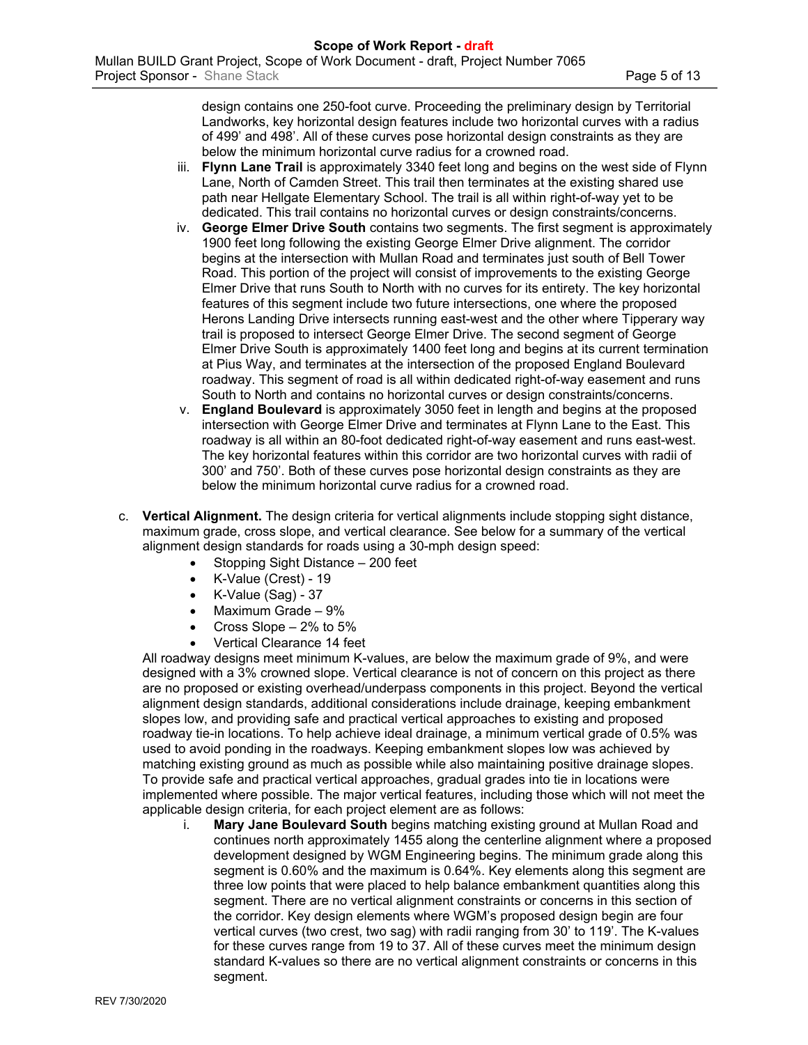design contains one 250-foot curve. Proceeding the preliminary design by Territorial Landworks, key horizontal design features include two horizontal curves with a radius of 499' and 498'. All of these curves pose horizontal design constraints as they are below the minimum horizontal curve radius for a crowned road.

iii. **Flynn Lane Trail** is approximately 3340 feet long and begins on the west side of Flynn Lane, North of Camden Street. This trail then terminates at the existing shared use path near Hellgate Elementary School. The trail is all within right-of-way yet to be dedicated. This trail contains no horizontal curves or design constraints/concerns.

iv. **George Elmer Drive South** contains two segments. The first segment is approximately 1900 feet long following the existing George Elmer Drive alignment. The corridor begins at the intersection with Mullan Road and terminates just south of Bell Tower Road. This portion of the project will consist of improvements to the existing George Elmer Drive that runs South to North with no curves for its entirety. The key horizontal features of this segment include two future intersections, one where the proposed Herons Landing Drive intersects running east-west and the other where Tipperary way trail is proposed to intersect George Elmer Drive. The second segment of George Elmer Drive South is approximately 1400 feet long and begins at its current termination at Pius Way, and terminates at the intersection of the proposed England Boulevard roadway. This segment of road is all within dedicated right-of-way easement and runs South to North and contains no horizontal curves or design constraints/concerns.

v. **England Boulevard** is approximately 3050 feet in length and begins at the proposed intersection with George Elmer Drive and terminates at Flynn Lane to the East. This roadway is all within an 80-foot dedicated right-of-way easement and runs east-west. The key horizontal features within this corridor are two horizontal curves with radii of 300' and 750'. Both of these curves pose horizontal design constraints as they are below the minimum horizontal curve radius for a crowned road.

c. **Vertical Alignment.** The design criteria for vertical alignments include stopping sight distance, maximum grade, cross slope, and vertical clearance. See below for a summary of the vertical alignment design standards for roads using a 30-mph design speed:

- Stopping Sight Distance – 200 feet
- K-Value (Crest) - 19
- K-Value (Sag) - 37
- Maximum Grade – 9%
- Cross Slope – 2% to 5%
- Vertical Clearance 14 feet

All roadway designs meet minimum K-values, are below the maximum grade of 9%, and were designed with a 3% crowned slope. Vertical clearance is not of concern on this project as there are no proposed or existing overhead/underpass components in this project. Beyond the vertical alignment design standards, additional considerations include drainage, keeping embankment slopes low, and providing safe and practical vertical approaches to existing and proposed roadway tie-in locations. To help achieve ideal drainage, a minimum vertical grade of 0.5% was used to avoid ponding in the roadways. Keeping embankment slopes low was achieved by matching existing ground as much as possible while also maintaining positive drainage slopes. To provide safe and practical vertical approaches, gradual grades into tie in locations were implemented where possible. The major vertical features, including those which will not meet the applicable design criteria, for each project element are as follows:

i. **Mary Jane Boulevard South** begins matching existing ground at Mullan Road and continues north approximately 1455 along the centerline alignment where a proposed development designed by WGM Engineering begins. The minimum grade along this segment is 0.60% and the maximum is 0.64%. Key elements along this segment are three low points that were placed to help balance embankment quantities along this segment. There are no vertical alignment constraints or concerns in this section of the corridor. Key design elements where WGM's proposed design begin are four vertical curves (two crest, two sag) with radii ranging from 30' to 119'. The K-values for these curves range from 19 to 37. All of these curves meet the minimum design standard K-values so there are no vertical alignment constraints or concerns in this segment.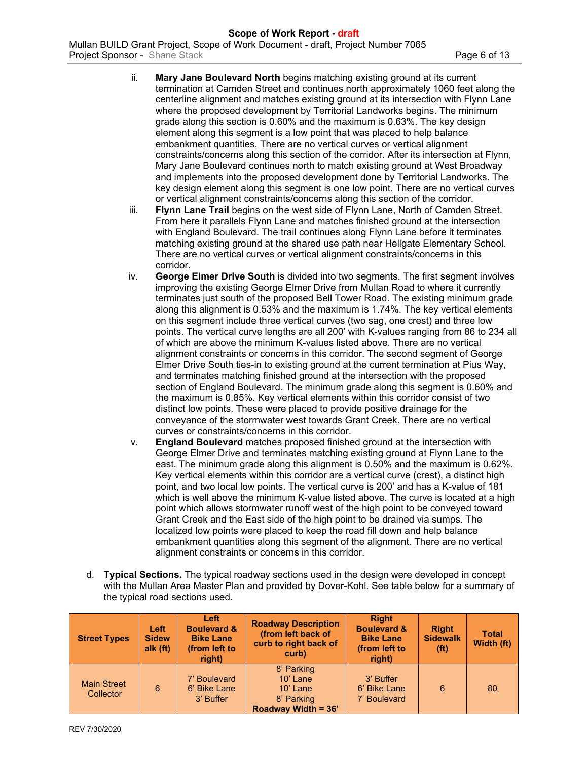ii. **Mary Jane Boulevard North** begins matching existing ground at its current termination at Camden Street and continues north approximately 1060 feet along the centerline alignment and matches existing ground at its intersection with Flynn Lane where the proposed development by Territorial Landworks begins. The minimum grade along this section is 0.60% and the maximum is 0.63%. The key design element along this segment is a low point that was placed to help balance embankment quantities. There are no vertical curves or vertical alignment constraints/concerns along this section of the corridor. After its intersection at Flynn, Mary Jane Boulevard continues north to match existing ground at West Broadway and implements into the proposed development done by Territorial Landworks. The key design element along this segment is one low point. There are no vertical curves or vertical alignment constraints/concerns along this section of the corridor.

iii. **Flynn Lane Trail** begins on the west side of Flynn Lane, North of Camden Street. From here it parallels Flynn Lane and matches finished ground at the intersection with England Boulevard. The trail continues along Flynn Lane before it terminates matching existing ground at the shared use path near Hellgate Elementary School. There are no vertical curves or vertical alignment constraints/concerns in this corridor.

iv. **George Elmer Drive South** is divided into two segments. The first segment involves improving the existing George Elmer Drive from Mullan Road to where it currently terminates just south of the proposed Bell Tower Road. The existing minimum grade along this alignment is 0.53% and the maximum is 1.74%. The key vertical elements on this segment include three vertical curves (two sag, one crest) and three low points. The vertical curve lengths are all 200' with K-values ranging from 86 to 234 all of which are above the minimum K-values listed above. There are no vertical alignment constraints or concerns in this corridor. The second segment of George Elmer Drive South ties-in to existing ground at the current termination at Pius Way, and terminates matching finished ground at the intersection with the proposed section of England Boulevard. The minimum grade along this segment is 0.60% and the maximum is 0.85%. Key vertical elements within this corridor consist of two distinct low points. These were placed to provide positive drainage for the conveyance of the stormwater west towards Grant Creek. There are no vertical curves or constraints/concerns in this corridor.

v. **England Boulevard** matches proposed finished ground at the intersection with George Elmer Drive and terminates matching existing ground at Flynn Lane to the east. The minimum grade along this alignment is 0.50% and the maximum is 0.62%. Key vertical elements within this corridor are a vertical curve (crest), a distinct high point, and two local low points. The vertical curve is 200' and has a K-value of 181 which is well above the minimum K-value listed above. The curve is located at a high point which allows stormwater runoff west of the high point to be conveyed toward Grant Creek and the East side of the high point to be drained via sumps. The localized low points were placed to keep the road fill down and help balance embankment quantities along this segment of the alignment. There are no vertical alignment constraints or concerns in this corridor.

d. **Typical Sections.** The typical roadway sections used in the design were developed in concept with the Mullan Area Master Plan and provided by Dover-Kohl. See table below for a summary of the typical road sections used.

| Street Types | Left Sidewalk (ft) | Left Boulevard & Bike Lane (from left to right) | Roadway Description (from left back of curb to right back of curb) | Right Boulevard & Bike Lane (from left to right) | Right Sidewalk (ft) | Total Width (ft) |
|---|---|---|---|---|---|---|
| Main Street Collector | 6 | 7' Boulevard<br>6' Bike Lane<br>3' Buffer | 8' Parking<br>10' Lane<br>10' Lane<br>8' Parking<br>**Roadway Width = 36'** | 3' Buffer<br>6' Bike Lane<br>7' Boulevard | 6 | 80 |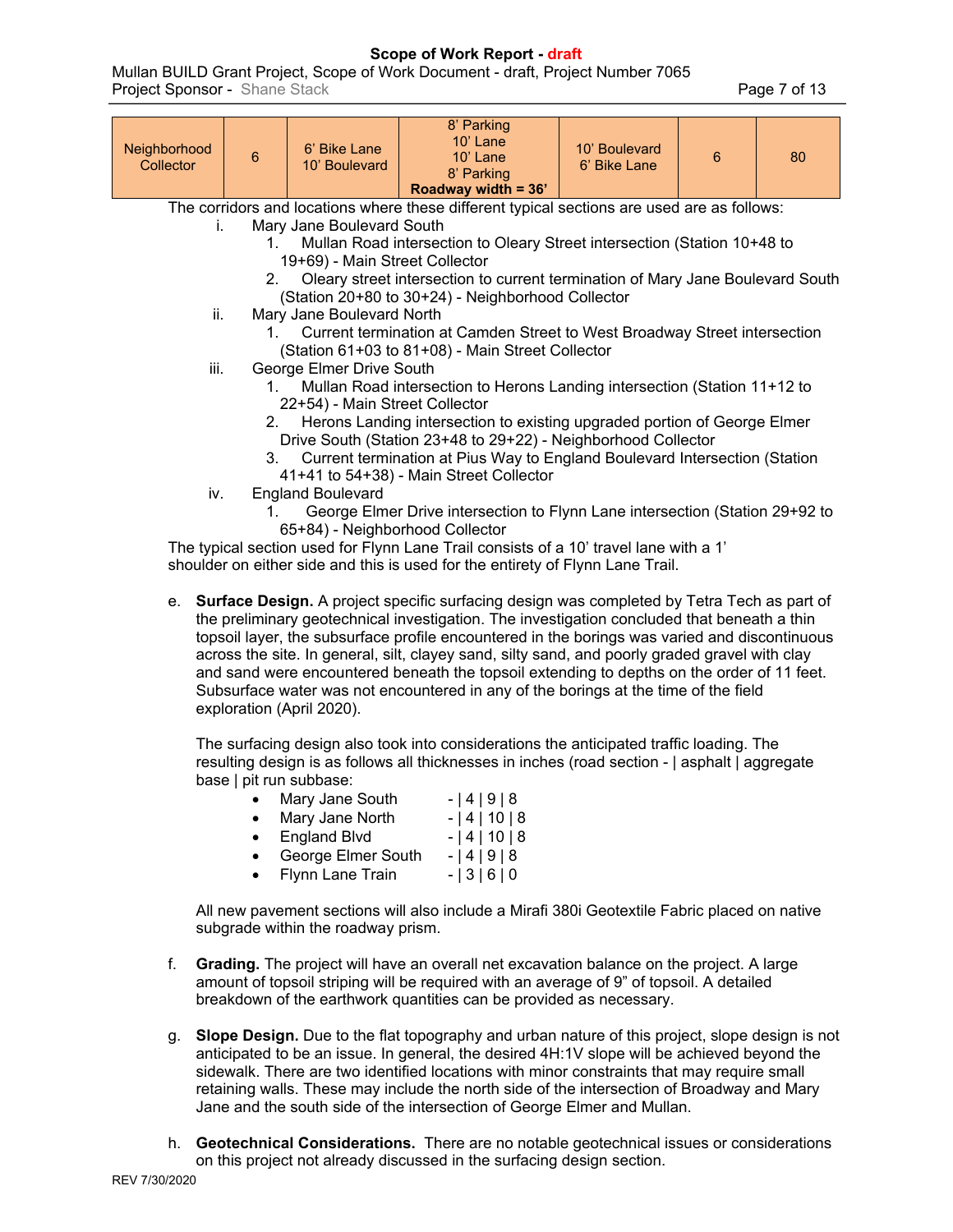| Neighborhood Collector | 6 | 6' Bike Lane<br>10' Boulevard | 8' Parking<br>10' Lane<br>10' Lane<br>8' Parking<br>**Roadway width = 36'** | 10' Boulevard<br>6' Bike Lane | 6 | 80 |
|---|---|---|---|---|---|---|

The corridors and locations where these different typical sections are used are as follows:

i. Mary Jane Boulevard South
   1. Mullan Road intersection to Oleary Street intersection (Station 10+48 to 19+69) - Main Street Collector
   2. Oleary street intersection to current termination of Mary Jane Boulevard South (Station 20+80 to 30+24) - Neighborhood Collector

ii. Mary Jane Boulevard North
   1. Current termination at Camden Street to West Broadway Street intersection (Station 61+03 to 81+08) - Main Street Collector

iii. George Elmer Drive South
   1. Mullan Road intersection to Herons Landing intersection (Station 11+12 to 22+54) - Main Street Collector
   2. Herons Landing intersection to existing upgraded portion of George Elmer Drive South (Station 23+48 to 29+22) - Neighborhood Collector
   3. Current termination at Pius Way to England Boulevard Intersection (Station 41+41 to 54+38) - Main Street Collector

iv. England Boulevard
   1. George Elmer Drive intersection to Flynn Lane intersection (Station 29+92 to 65+84) - Neighborhood Collector

The typical section used for Flynn Lane Trail consists of a 10' travel lane with a 1' shoulder on either side and this is used for the entirety of Flynn Lane Trail.

e. **Surface Design.** A project specific surfacing design was completed by Tetra Tech as part of the preliminary geotechnical investigation. The investigation concluded that beneath a thin topsoil layer, the subsurface profile encountered in the borings was varied and discontinuous across the site. In general, silt, clayey sand, silty sand, and poorly graded gravel with clay and sand were encountered beneath the topsoil extending to depths on the order of 11 feet. Subsurface water was not encountered in any of the borings at the time of the field exploration (April 2020).

   The surfacing design also took into considerations the anticipated traffic loading. The resulting design is as follows all thicknesses in inches (road section - | asphalt | aggregate base | pit run subbase:

   - Mary Jane South - | 4 | 9 | 8
   - Mary Jane North - | 4 | 10 | 8
   - England Blvd - | 4 | 10 | 8
   - George Elmer South - | 4 | 9 | 8
   - Flynn Lane Train - | 3 | 6 | 0

   All new pavement sections will also include a Mirafi 380i Geotextile Fabric placed on native subgrade within the roadway prism.

f. **Grading.** The project will have an overall net excavation balance on the project. A large amount of topsoil striping will be required with an average of 9" of topsoil. A detailed breakdown of the earthwork quantities can be provided as necessary.

g. **Slope Design.** Due to the flat topography and urban nature of this project, slope design is not anticipated to be an issue. In general, the desired 4H:1V slope will be achieved beyond the sidewalk. There are two identified locations with minor constraints that may require small retaining walls. These may include the north side of the intersection of Broadway and Mary Jane and the south side of the intersection of George Elmer and Mullan.

h. **Geotechnical Considerations.** There are no notable geotechnical issues or considerations on this project not already discussed in the surfacing design section.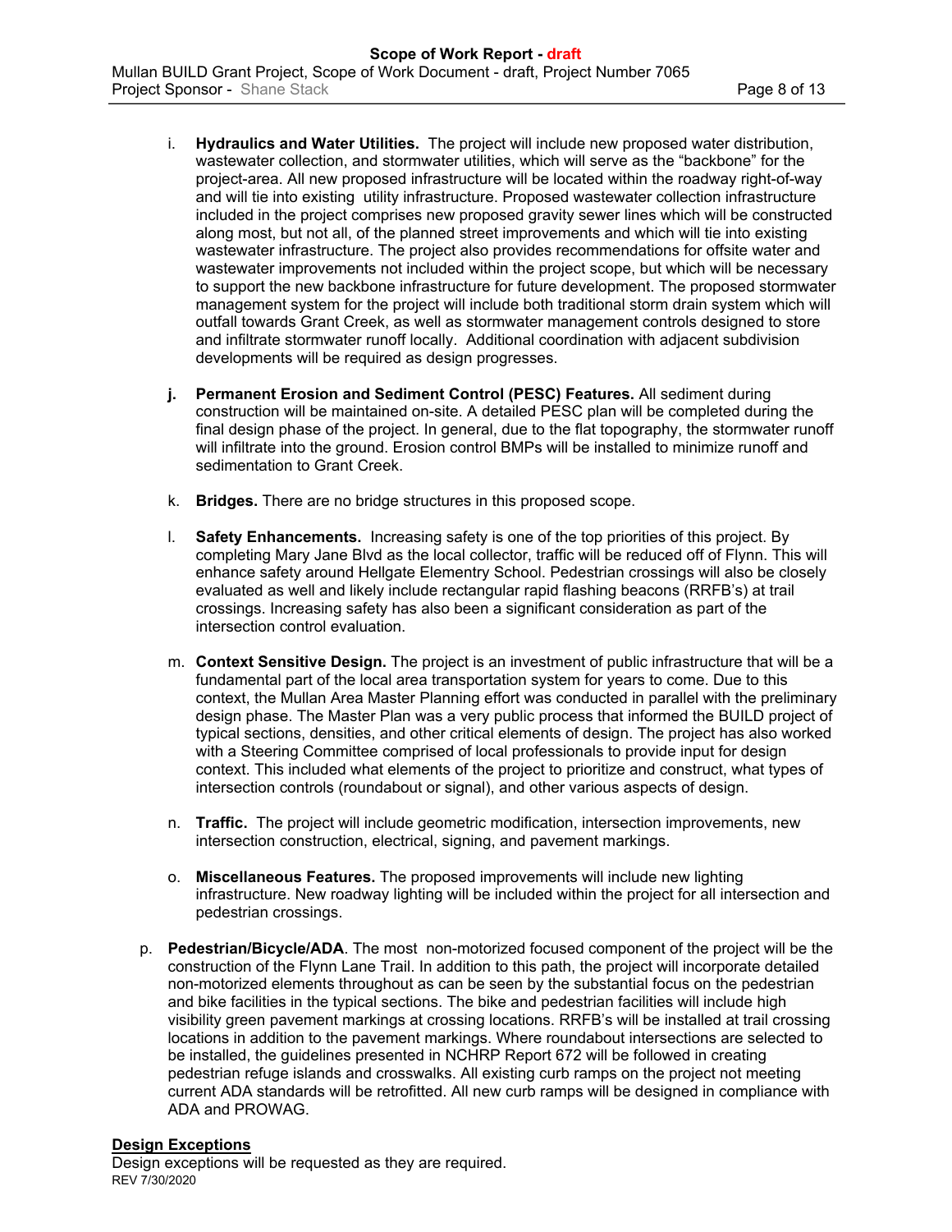i. **Hydraulics and Water Utilities.** The project will include new proposed water distribution, wastewater collection, and stormwater utilities, which will serve as the "backbone" for the project-area. All new proposed infrastructure will be located within the roadway right-of-way and will tie into existing utility infrastructure. Proposed wastewater collection infrastructure included in the project comprises new proposed gravity sewer lines which will be constructed along most, but not all, of the planned street improvements and which will tie into existing wastewater infrastructure. The project also provides recommendations for offsite water and wastewater improvements not included within the project scope, but which will be necessary to support the new backbone infrastructure for future development. The proposed stormwater management system for the project will include both traditional storm drain system which will outfall towards Grant Creek, as well as stormwater management controls designed to store and infiltrate stormwater runoff locally. Additional coordination with adjacent subdivision developments will be required as design progresses.

**j. Permanent Erosion and Sediment Control (PESC) Features.** All sediment during construction will be maintained on-site. A detailed PESC plan will be completed during the final design phase of the project. In general, due to the flat topography, the stormwater runoff will infiltrate into the ground. Erosion control BMPs will be installed to minimize runoff and sedimentation to Grant Creek.

k. **Bridges.** There are no bridge structures in this proposed scope.

l. **Safety Enhancements.** Increasing safety is one of the top priorities of this project. By completing Mary Jane Blvd as the local collector, traffic will be reduced off of Flynn. This will enhance safety around Hellgate Elementry School. Pedestrian crossings will also be closely evaluated as well and likely include rectangular rapid flashing beacons (RRFB's) at trail crossings. Increasing safety has also been a significant consideration as part of the intersection control evaluation.

m. **Context Sensitive Design.** The project is an investment of public infrastructure that will be a fundamental part of the local area transportation system for years to come. Due to this context, the Mullan Area Master Planning effort was conducted in parallel with the preliminary design phase. The Master Plan was a very public process that informed the BUILD project of typical sections, densities, and other critical elements of design. The project has also worked with a Steering Committee comprised of local professionals to provide input for design context. This included what elements of the project to prioritize and construct, what types of intersection controls (roundabout or signal), and other various aspects of design.

n. **Traffic.** The project will include geometric modification, intersection improvements, new intersection construction, electrical, signing, and pavement markings.

o. **Miscellaneous Features.** The proposed improvements will include new lighting infrastructure. New roadway lighting will be included within the project for all intersection and pedestrian crossings.

p. **Pedestrian/Bicycle/ADA**. The most non-motorized focused component of the project will be the construction of the Flynn Lane Trail. In addition to this path, the project will incorporate detailed non-motorized elements throughout as can be seen by the substantial focus on the pedestrian and bike facilities in the typical sections. The bike and pedestrian facilities will include high visibility green pavement markings at crossing locations. RRFB's will be installed at trail crossing locations in addition to the pavement markings. Where roundabout intersections are selected to be installed, the guidelines presented in NCHRP Report 672 will be followed in creating pedestrian refuge islands and crosswalks. All existing curb ramps on the project not meeting current ADA standards will be retrofitted. All new curb ramps will be designed in compliance with ADA and PROWAG.

## Design Exceptions

Design exceptions will be requested as they are required.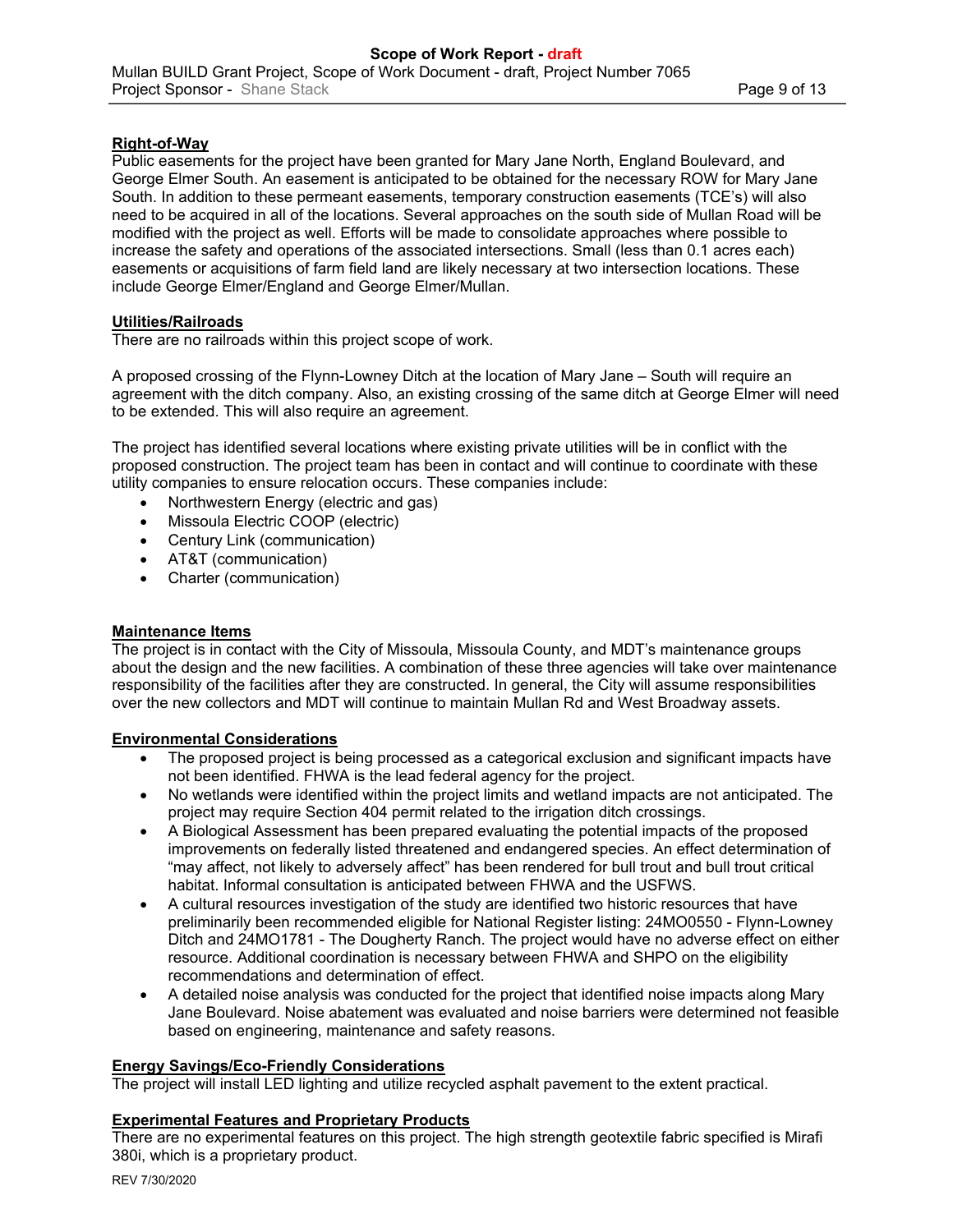## Right-of-Way

Public easements for the project have been granted for Mary Jane North, England Boulevard, and George Elmer South. An easement is anticipated to be obtained for the necessary ROW for Mary Jane South. In addition to these permeant easements, temporary construction easements (TCE's) will also need to be acquired in all of the locations. Several approaches on the south side of Mullan Road will be modified with the project as well. Efforts will be made to consolidate approaches where possible to increase the safety and operations of the associated intersections. Small (less than 0.1 acres each) easements or acquisitions of farm field land are likely necessary at two intersection locations. These include George Elmer/England and George Elmer/Mullan.

## Utilities/Railroads

There are no railroads within this project scope of work.

A proposed crossing of the Flynn-Lowney Ditch at the location of Mary Jane – South will require an agreement with the ditch company. Also, an existing crossing of the same ditch at George Elmer will need to be extended. This will also require an agreement.

The project has identified several locations where existing private utilities will be in conflict with the proposed construction. The project team has been in contact and will continue to coordinate with these utility companies to ensure relocation occurs. These companies include:

- Northwestern Energy (electric and gas)
- Missoula Electric COOP (electric)
- Century Link (communication)
- AT&T (communication)
- Charter (communication)

## Maintenance Items

The project is in contact with the City of Missoula, Missoula County, and MDT's maintenance groups about the design and the new facilities. A combination of these three agencies will take over maintenance responsibility of the facilities after they are constructed. In general, the City will assume responsibilities over the new collectors and MDT will continue to maintain Mullan Rd and West Broadway assets.

## Environmental Considerations

- The proposed project is being processed as a categorical exclusion and significant impacts have not been identified. FHWA is the lead federal agency for the project.
- No wetlands were identified within the project limits and wetland impacts are not anticipated. The project may require Section 404 permit related to the irrigation ditch crossings.
- A Biological Assessment has been prepared evaluating the potential impacts of the proposed improvements on federally listed threatened and endangered species. An effect determination of "may affect, not likely to adversely affect" has been rendered for bull trout and bull trout critical habitat. Informal consultation is anticipated between FHWA and the USFWS.
- A cultural resources investigation of the study are identified two historic resources that have preliminarily been recommended eligible for National Register listing: 24MO0550 - Flynn-Lowney Ditch and 24MO1781 - The Dougherty Ranch. The project would have no adverse effect on either resource. Additional coordination is necessary between FHWA and SHPO on the eligibility recommendations and determination of effect.
- A detailed noise analysis was conducted for the project that identified noise impacts along Mary Jane Boulevard. Noise abatement was evaluated and noise barriers were determined not feasible based on engineering, maintenance and safety reasons.

## Energy Savings/Eco-Friendly Considerations

The project will install LED lighting and utilize recycled asphalt pavement to the extent practical.

## Experimental Features and Proprietary Products

There are no experimental features on this project. The high strength geotextile fabric specified is Mirafi 380i, which is a proprietary product.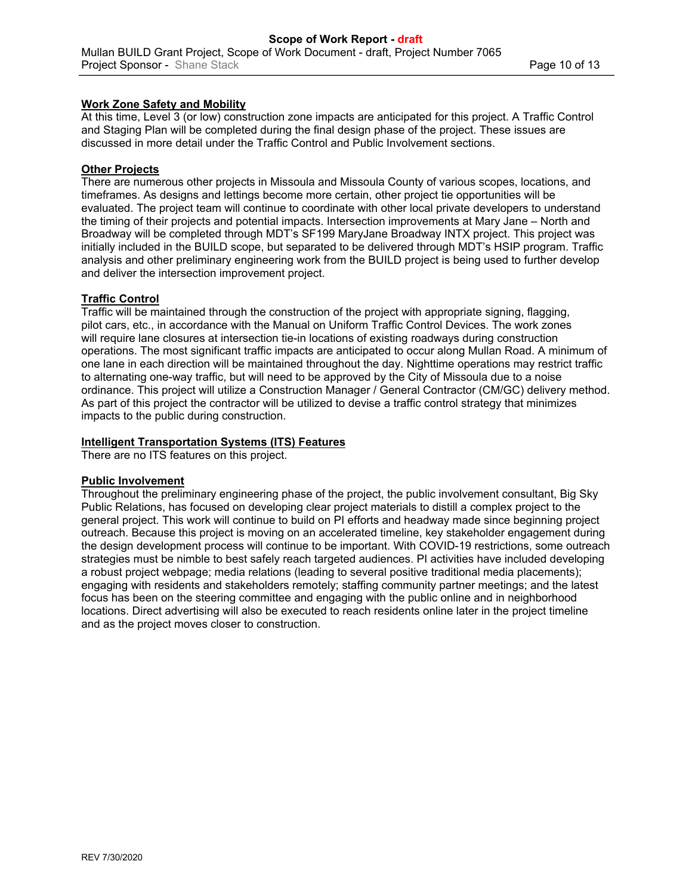**Work Zone Safety and Mobility**

At this time, Level 3 (or low) construction zone impacts are anticipated for this project. A Traffic Control and Staging Plan will be completed during the final design phase of the project. These issues are discussed in more detail under the Traffic Control and Public Involvement sections.

**Other Projects**

There are numerous other projects in Missoula and Missoula County of various scopes, locations, and timeframes. As designs and lettings become more certain, other project tie opportunities will be evaluated. The project team will continue to coordinate with other local private developers to understand the timing of their projects and potential impacts. Intersection improvements at Mary Jane – North and Broadway will be completed through MDT's SF199 MaryJane Broadway INTX project. This project was initially included in the BUILD scope, but separated to be delivered through MDT's HSIP program. Traffic analysis and other preliminary engineering work from the BUILD project is being used to further develop and deliver the intersection improvement project.

**Traffic Control**

Traffic will be maintained through the construction of the project with appropriate signing, flagging, pilot cars, etc., in accordance with the Manual on Uniform Traffic Control Devices. The work zones will require lane closures at intersection tie-in locations of existing roadways during construction operations. The most significant traffic impacts are anticipated to occur along Mullan Road. A minimum of one lane in each direction will be maintained throughout the day. Nighttime operations may restrict traffic to alternating one-way traffic, but will need to be approved by the City of Missoula due to a noise ordinance. This project will utilize a Construction Manager / General Contractor (CM/GC) delivery method. As part of this project the contractor will be utilized to devise a traffic control strategy that minimizes impacts to the public during construction.

**Intelligent Transportation Systems (ITS) Features**

There are no ITS features on this project.

**Public Involvement**

Throughout the preliminary engineering phase of the project, the public involvement consultant, Big Sky Public Relations, has focused on developing clear project materials to distill a complex project to the general project. This work will continue to build on PI efforts and headway made since beginning project outreach. Because this project is moving on an accelerated timeline, key stakeholder engagement during the design development process will continue to be important. With COVID-19 restrictions, some outreach strategies must be nimble to best safely reach targeted audiences. PI activities have included developing a robust project webpage; media relations (leading to several positive traditional media placements); engaging with residents and stakeholders remotely; staffing community partner meetings; and the latest focus has been on the steering committee and engaging with the public online and in neighborhood locations. Direct advertising will also be executed to reach residents online later in the project timeline and as the project moves closer to construction.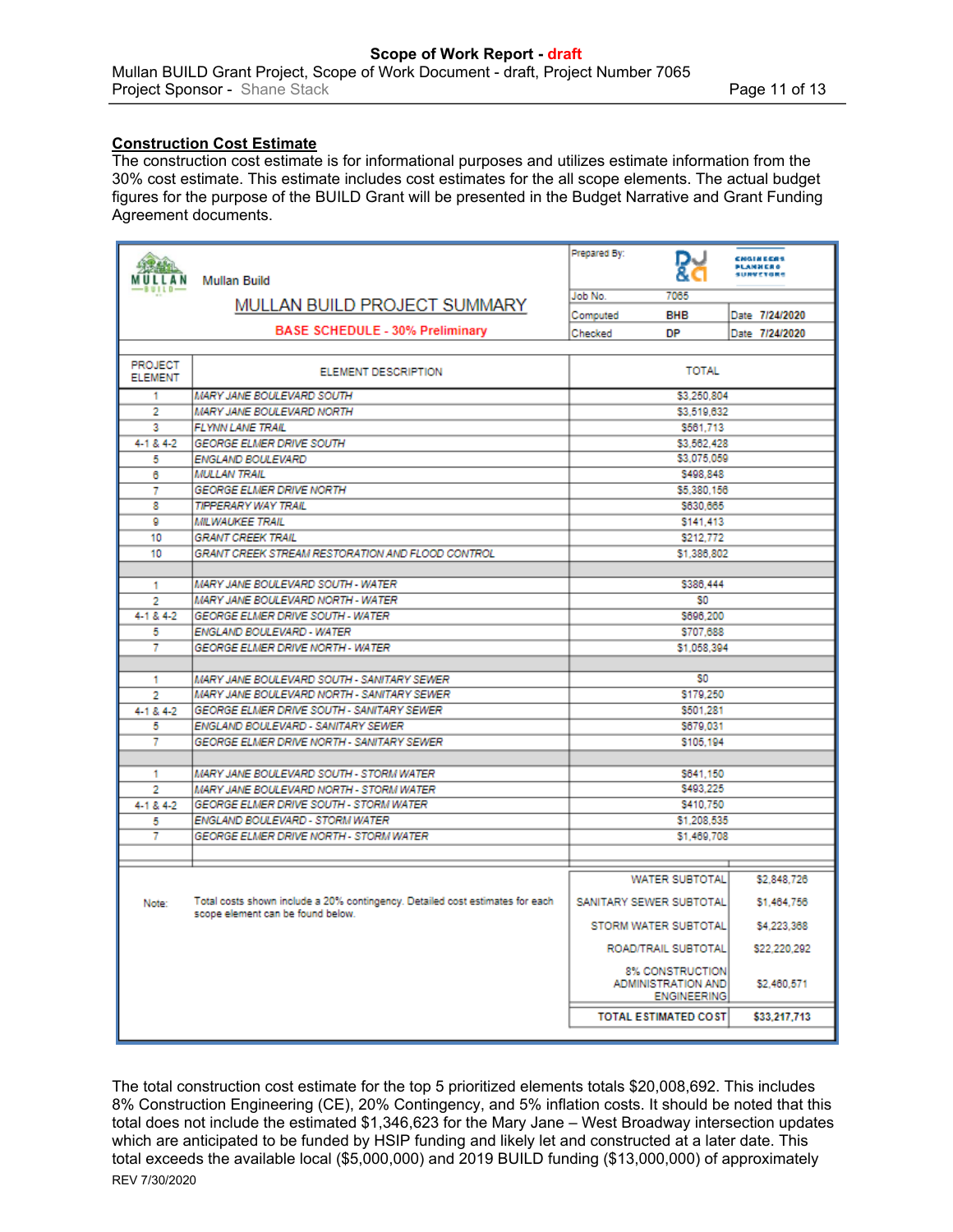## Construction Cost Estimate

The construction cost estimate is for informational purposes and utilizes estimate information from the 30% cost estimate. This estimate includes cost estimates for the all scope elements. The actual budget figures for the purpose of the BUILD Grant will be presented in the Budget Narrative and Grant Funding Agreement documents.

MULLAN BUILD — Mullan Build

**MULLAN BUILD PROJECT SUMMARY**

**BASE SCHEDULE - 30% Preliminary**

| Prepared By: | DJ&A Engineers Planners Surveyors | |
|---|---|---|
| Job No. | 7065 | |
| Computed | BHB | Date 7/24/2020 |
| Checked | DP | Date 7/24/2020 |

| PROJECT ELEMENT | ELEMENT DESCRIPTION | TOTAL |
|---|---|---|
| 1 | MARY JANE BOULEVARD SOUTH | $3,250,804 |
| 2 | MARY JANE BOULEVARD NORTH | $3,519,632 |
| 3 | FLYNN LANE TRAIL | $561,713 |
| 4-1 & 4-2 | GEORGE ELMER DRIVE SOUTH | $3,562,428 |
| 5 | ENGLAND BOULEVARD | $3,075,059 |
| 6 | MULLAN TRAIL | $498,848 |
| 7 | GEORGE ELMER DRIVE NORTH | $5,380,156 |
| 8 | TIPPERARY WAY TRAIL | $630,665 |
| 9 | MILWAUKEE TRAIL | $141,413 |
| 10 | GRANT CREEK TRAIL | $212,772 |
| 10 | GRANT CREEK STREAM RESTORATION AND FLOOD CONTROL | $1,386,802 |
| | | |
| 1 | MARY JANE BOULEVARD SOUTH - WATER | $386,444 |
| 2 | MARY JANE BOULEVARD NORTH - WATER | $0 |
| 4-1 & 4-2 | GEORGE ELMER DRIVE SOUTH - WATER | $696,200 |
| 5 | ENGLAND BOULEVARD - WATER | $707,688 |
| 7 | GEORGE ELMER DRIVE NORTH - WATER | $1,058,394 |
| | | |
| 1 | MARY JANE BOULEVARD SOUTH - SANITARY SEWER | $0 |
| 2 | MARY JANE BOULEVARD NORTH - SANITARY SEWER | $179,250 |
| 4-1 & 4-2 | GEORGE ELMER DRIVE SOUTH - SANITARY SEWER | $501,281 |
| 5 | ENGLAND BOULEVARD - SANITARY SEWER | $679,031 |
| 7 | GEORGE ELMER DRIVE NORTH - SANITARY SEWER | $105,194 |
| | | |
| 1 | MARY JANE BOULEVARD SOUTH - STORM WATER | $641,150 |
| 2 | MARY JANE BOULEVARD NORTH - STORM WATER | $493,225 |
| 4-1 & 4-2 | GEORGE ELMER DRIVE SOUTH - STORM WATER | $410,750 |
| 5 | ENGLAND BOULEVARD - STORM WATER | $1,208,535 |
| 7 | GEORGE ELMER DRIVE NORTH - STORM WATER | $1,469,708 |

Note: Total costs shown include a 20% contingency. Detailed cost estimates for each scope element can be found below.

| | |
|---|---|
| WATER SUBTOTAL | $2,848,726 |
| SANITARY SEWER SUBTOTAL | $1,464,756 |
| STORM WATER SUBTOTAL | $4,223,368 |
| ROAD/TRAIL SUBTOTAL | $22,220,292 |
| 8% CONSTRUCTION ADMINISTRATION AND ENGINEERING | $2,460,571 |
| **TOTAL ESTIMATED COST** | **$33,217,713** |

The total construction cost estimate for the top 5 prioritized elements totals $20,008,692. This includes 8% Construction Engineering (CE), 20% Contingency, and 5% inflation costs. It should be noted that this total does not include the estimated $1,346,623 for the Mary Jane – West Broadway intersection updates which are anticipated to be funded by HSIP funding and likely let and constructed at a later date. This total exceeds the available local ($5,000,000) and 2019 BUILD funding ($13,000,000) of approximately

REV 7/30/2020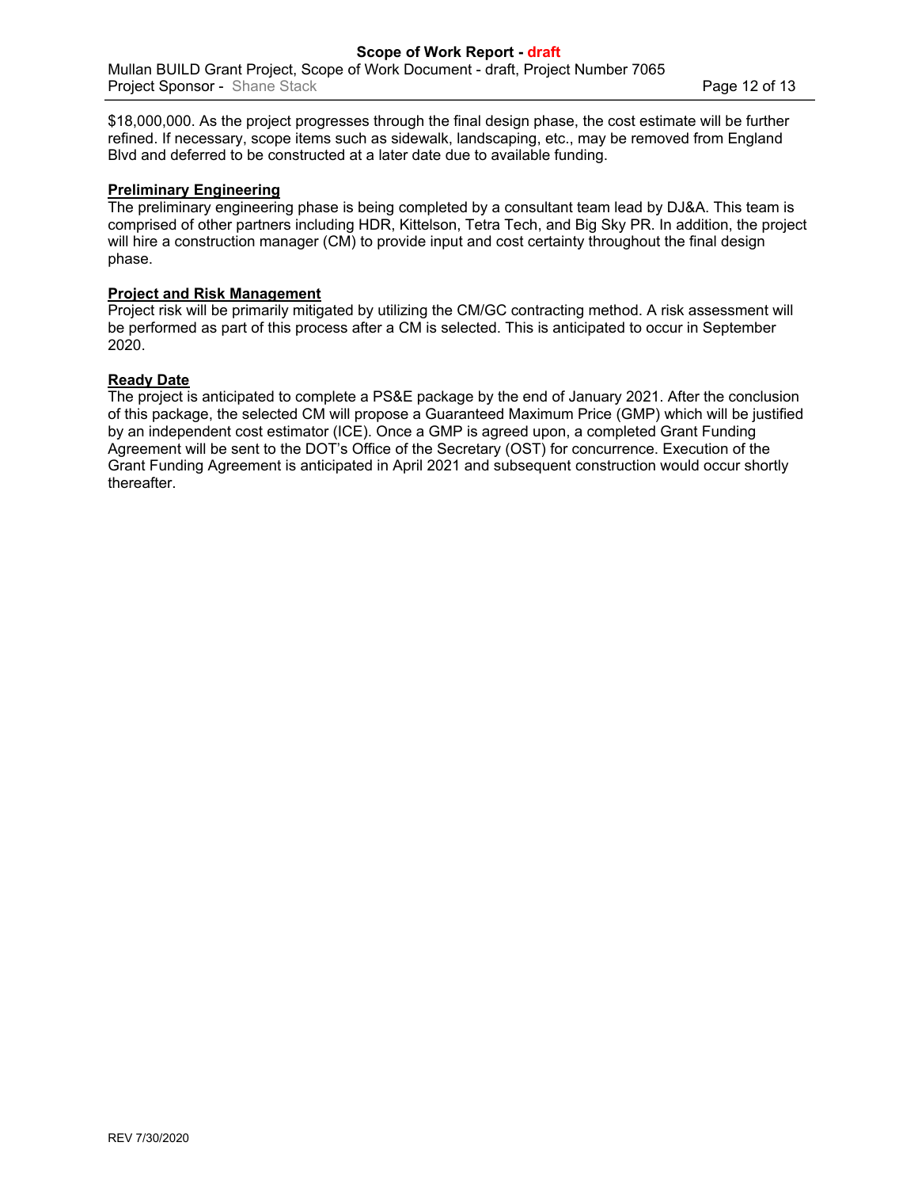$18,000,000. As the project progresses through the final design phase, the cost estimate will be further refined. If necessary, scope items such as sidewalk, landscaping, etc., may be removed from England Blvd and deferred to be constructed at a later date due to available funding.

**Preliminary Engineering**

The preliminary engineering phase is being completed by a consultant team lead by DJ&A. This team is comprised of other partners including HDR, Kittelson, Tetra Tech, and Big Sky PR. In addition, the project will hire a construction manager (CM) to provide input and cost certainty throughout the final design phase.

**Project and Risk Management**

Project risk will be primarily mitigated by utilizing the CM/GC contracting method. A risk assessment will be performed as part of this process after a CM is selected. This is anticipated to occur in September 2020.

**Ready Date**

The project is anticipated to complete a PS&E package by the end of January 2021. After the conclusion of this package, the selected CM will propose a Guaranteed Maximum Price (GMP) which will be justified by an independent cost estimator (ICE). Once a GMP is agreed upon, a completed Grant Funding Agreement will be sent to the DOT's Office of the Secretary (OST) for concurrence. Execution of the Grant Funding Agreement is anticipated in April 2021 and subsequent construction would occur shortly thereafter.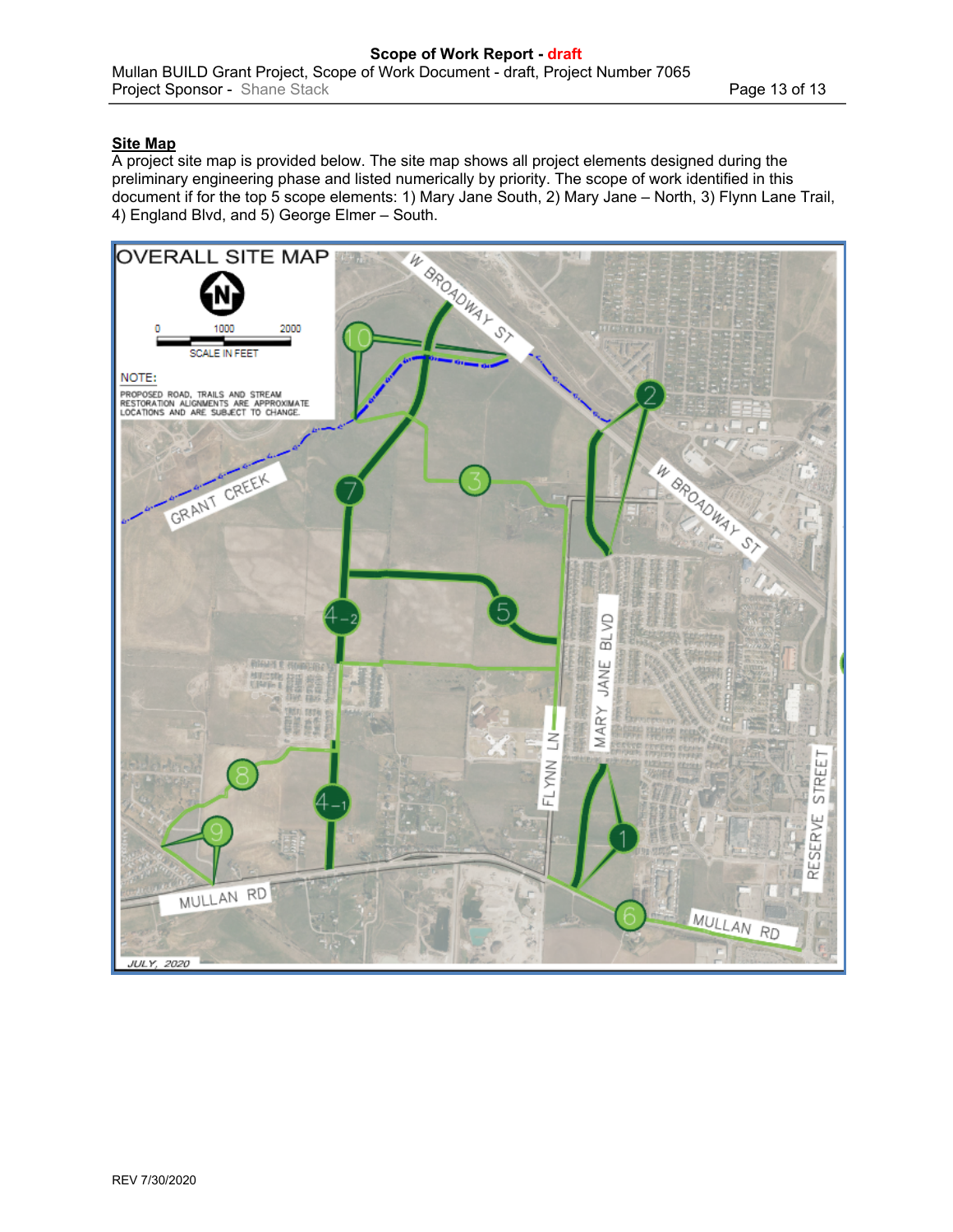## Site Map

A project site map is provided below. The site map shows all project elements designed during the preliminary engineering phase and listed numerically by priority. The scope of work identified in this document if for the top 5 scope elements: 1) Mary Jane South, 2) Mary Jane – North, 3) Flynn Lane Trail, 4) England Blvd, and 5) George Elmer – South.

OVERALL SITE MAP

SCALE IN FEET: 0, 1000, 2000

NOTE: PROPOSED ROAD, TRAILS AND STREAM RESTORATION ALIGNMENTS ARE APPROXIMATE LOCATIONS AND ARE SUBJECT TO CHANGE.

W BROADWAY ST, GRANT CREEK, MARY JANE BLVD, FLYNN LN, RESERVE STREET, MULLAN RD

1, 2, 3, 4-1, 4-2, 5, 6, 7, 8, 9, 10

JULY, 2020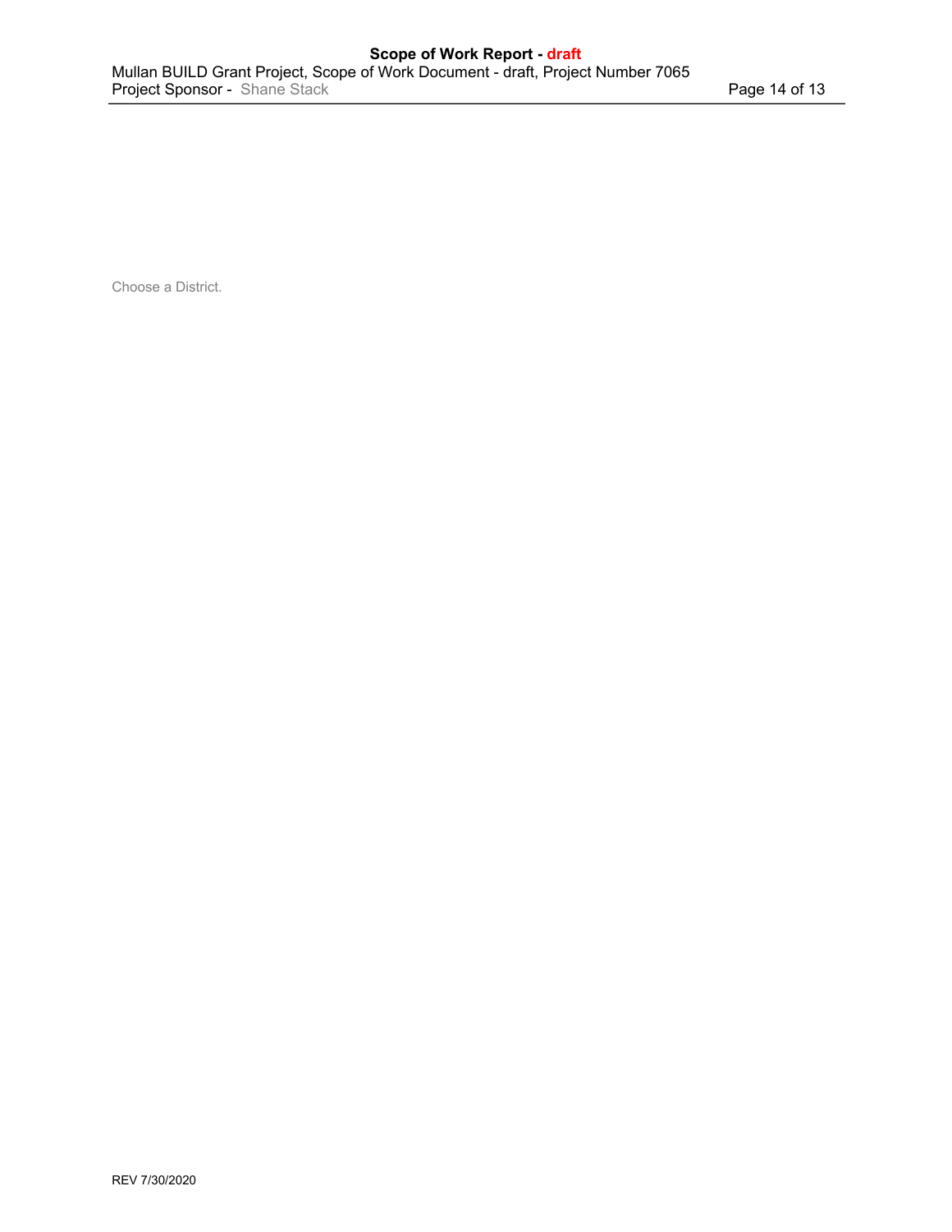Choose a District.